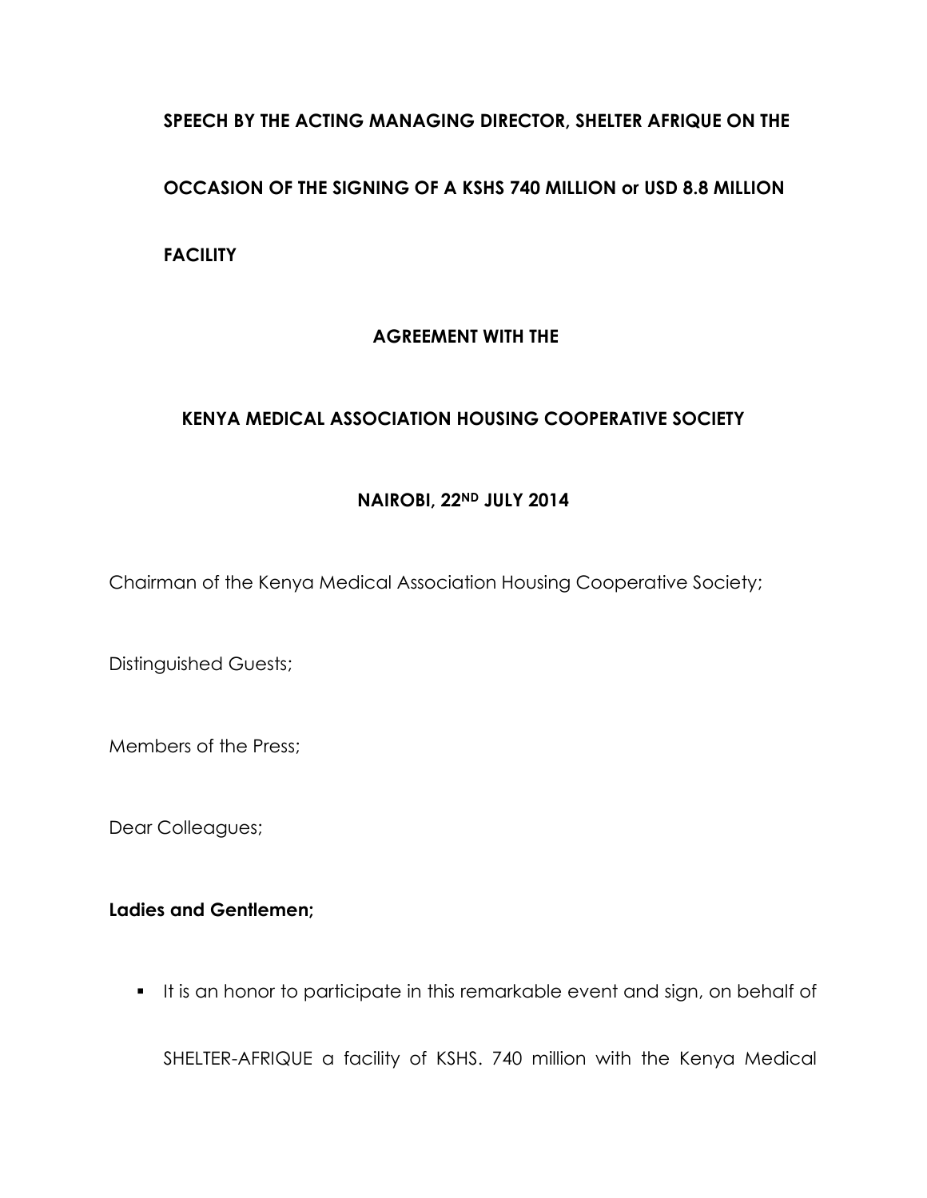**SPEECH BY THE ACTING MANAGING DIRECTOR, SHELTER AFRIQUE ON THE OCCASION OF THE SIGNING OF A KSHS 740 MILLION or USD 8.8 MILLION FACILITY**

**AGREEMENT WITH THE**

**KENYA MEDICAL ASSOCIATION HOUSING COOPERATIVE SOCIETY**

**NAIROBI, 22ND JULY 2014**

Chairman of the Kenya Medical Association Housing Cooperative Society;

Distinguished Guests;

Members of the Press;

Dear Colleagues;

**Ladies and Gentlemen;**

- It is an honor to participate in this remarkable event and sign, on behalf of SHELTER-AFRIQUE a facility of KSHS. 740 million with the Kenya Medical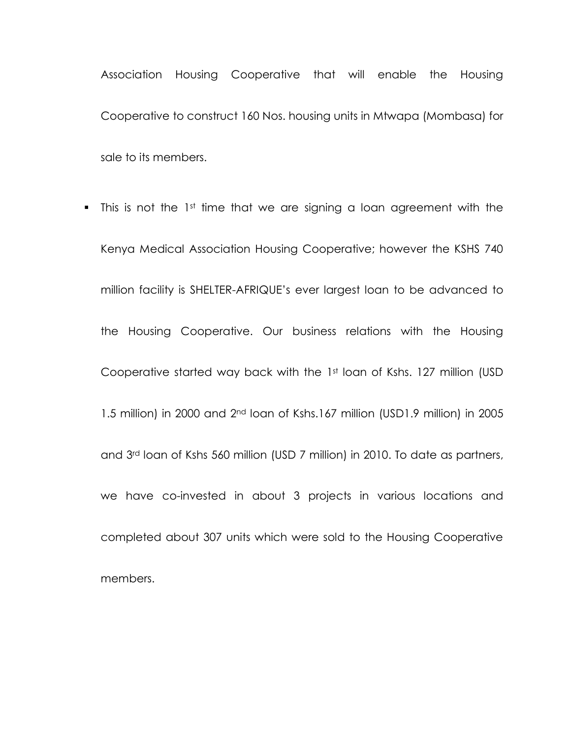Association Housing Cooperative that will enable the Housing Cooperative to construct 160 Nos. housing units in Mtwapa (Mombasa) for sale to its members.

- This is not the 1st time that we are signing a loan agreement with the Kenya Medical Association Housing Cooperative; however the KSHS 740 million facility is SHELTER-AFRIQUE's ever largest loan to be advanced to the Housing Cooperative. Our business relations with the Housing Cooperative started way back with the 1st loan of Kshs. 127 million (USD 1.5 million) in 2000 and 2nd loan of Kshs.167 million (USD1.9 million) in 2005 and 3rd loan of Kshs 560 million (USD 7 million) in 2010. To date as partners, we have co-invested in about 3 projects in various locations and completed about 307 units which were sold to the Housing Cooperative members.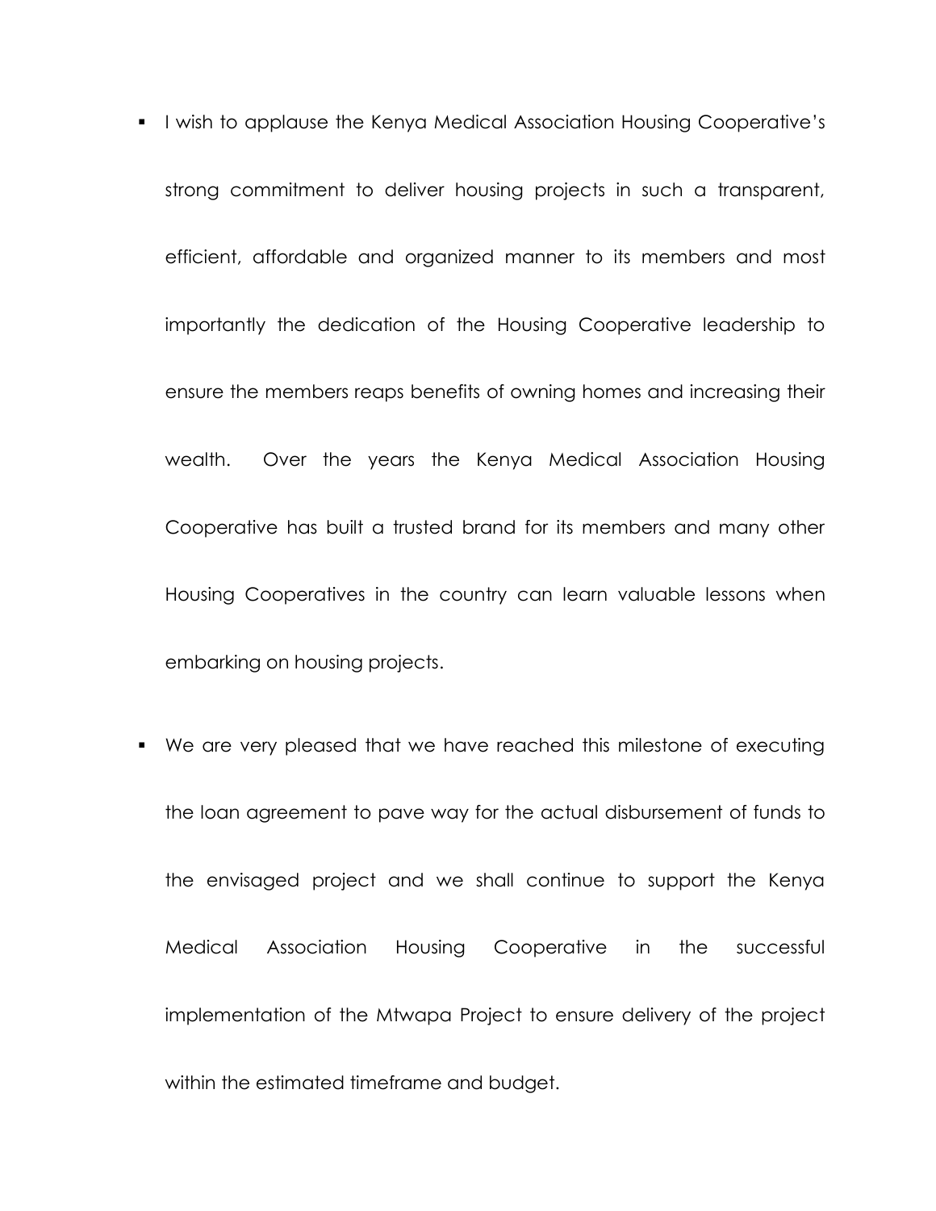- I wish to applause the Kenya Medical Association Housing Cooperative's strong commitment to deliver housing projects in such a transparent, efficient, affordable and organized manner to its members and most importantly the dedication of the Housing Cooperative leadership to ensure the members reaps benefits of owning homes and increasing their wealth. Over the years the Kenya Medical Association Housing Cooperative has built a trusted brand for its members and many other Housing Cooperatives in the country can learn valuable lessons when embarking on housing projects.

- We are very pleased that we have reached this milestone of executing the loan agreement to pave way for the actual disbursement of funds to the envisaged project and we shall continue to support the Kenya Medical Association Housing Cooperative in the successful implementation of the Mtwapa Project to ensure delivery of the project within the estimated timeframe and budget.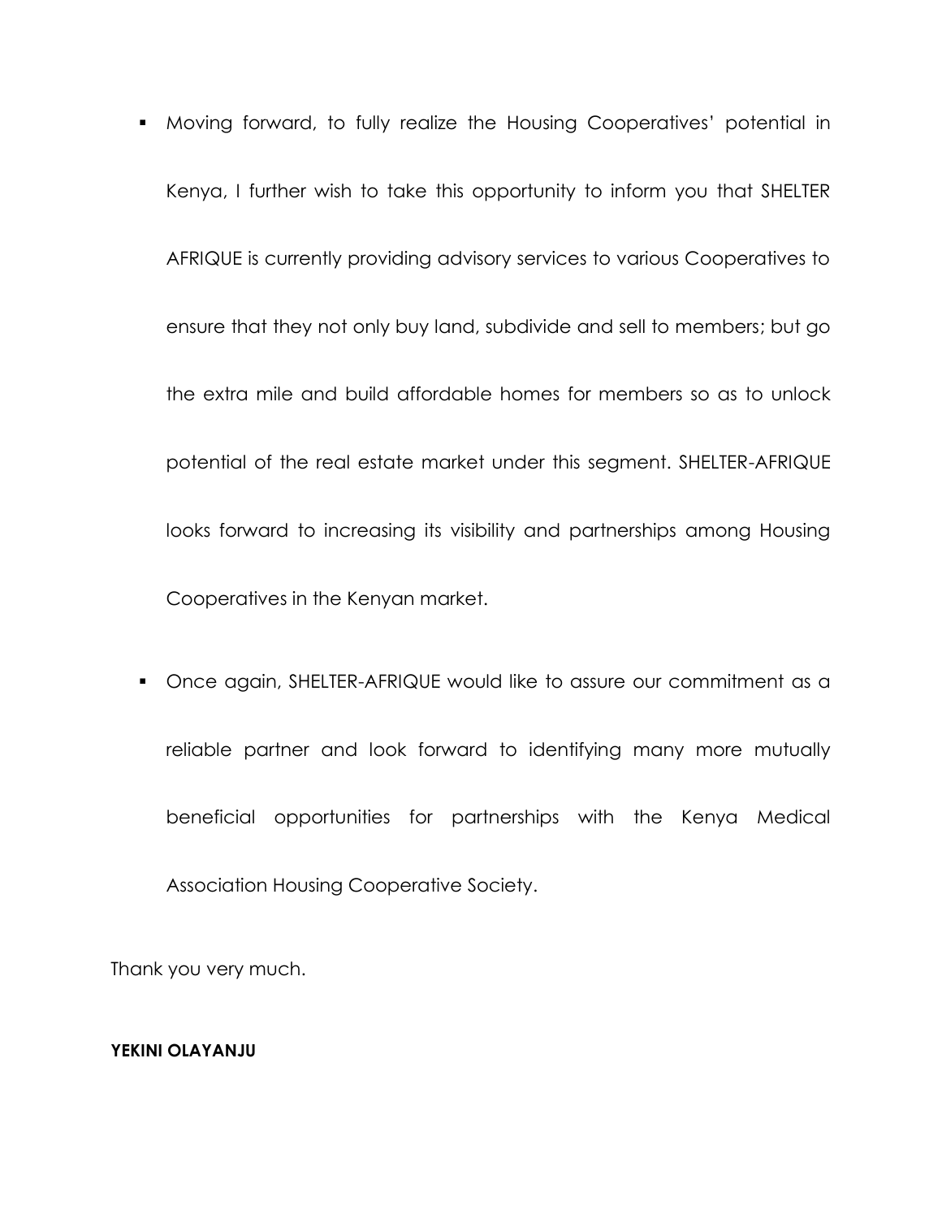- Moving forward, to fully realize the Housing Cooperatives' potential in Kenya, I further wish to take this opportunity to inform you that SHELTER AFRIQUE is currently providing advisory services to various Cooperatives to ensure that they not only buy land, subdivide and sell to members; but go the extra mile and build affordable homes for members so as to unlock potential of the real estate market under this segment. SHELTER-AFRIQUE looks forward to increasing its visibility and partnerships among Housing Cooperatives in the Kenyan market.

- Once again, SHELTER-AFRIQUE would like to assure our commitment as a reliable partner and look forward to identifying many more mutually beneficial opportunities for partnerships with the Kenya Medical Association Housing Cooperative Society.

Thank you very much.

**YEKINI OLAYANJU**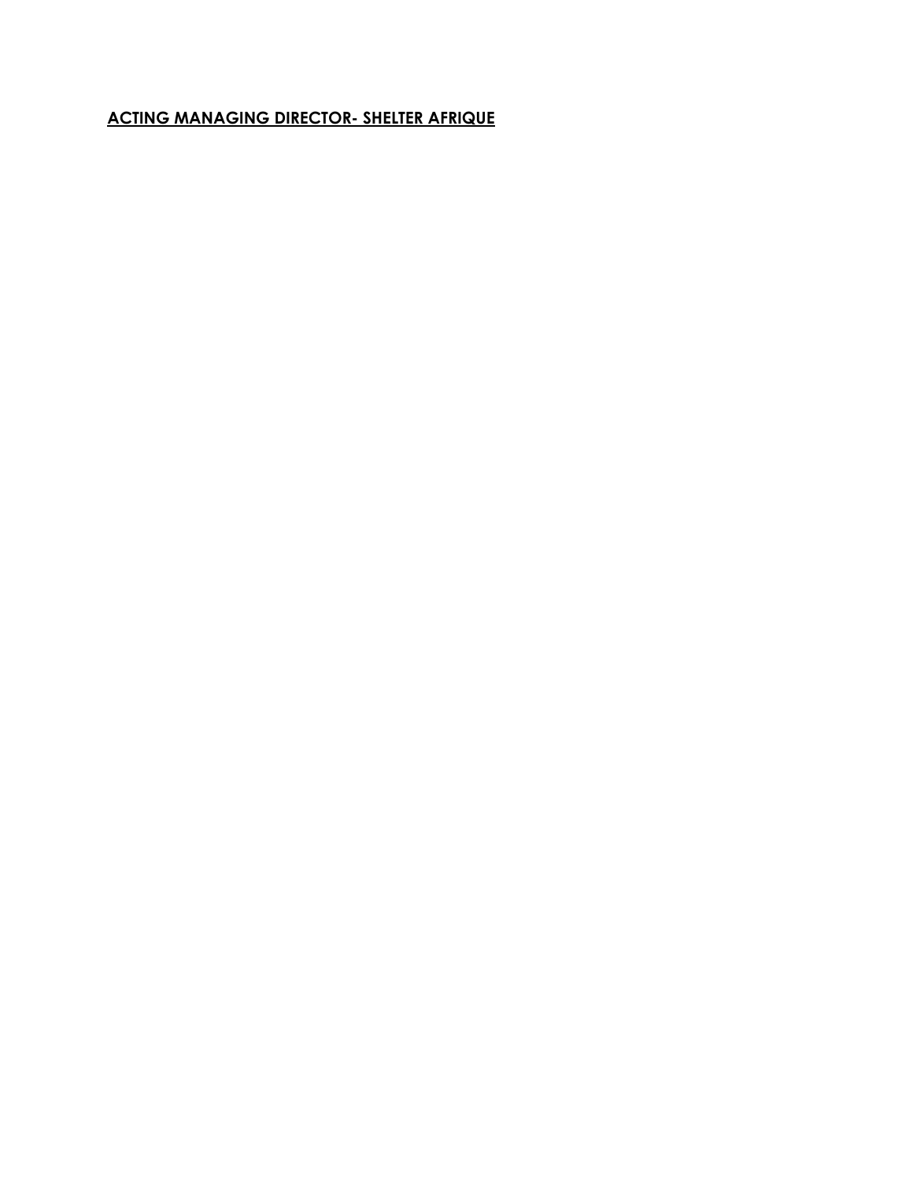**ACTING MANAGING DIRECTOR- SHELTER AFRIQUE**